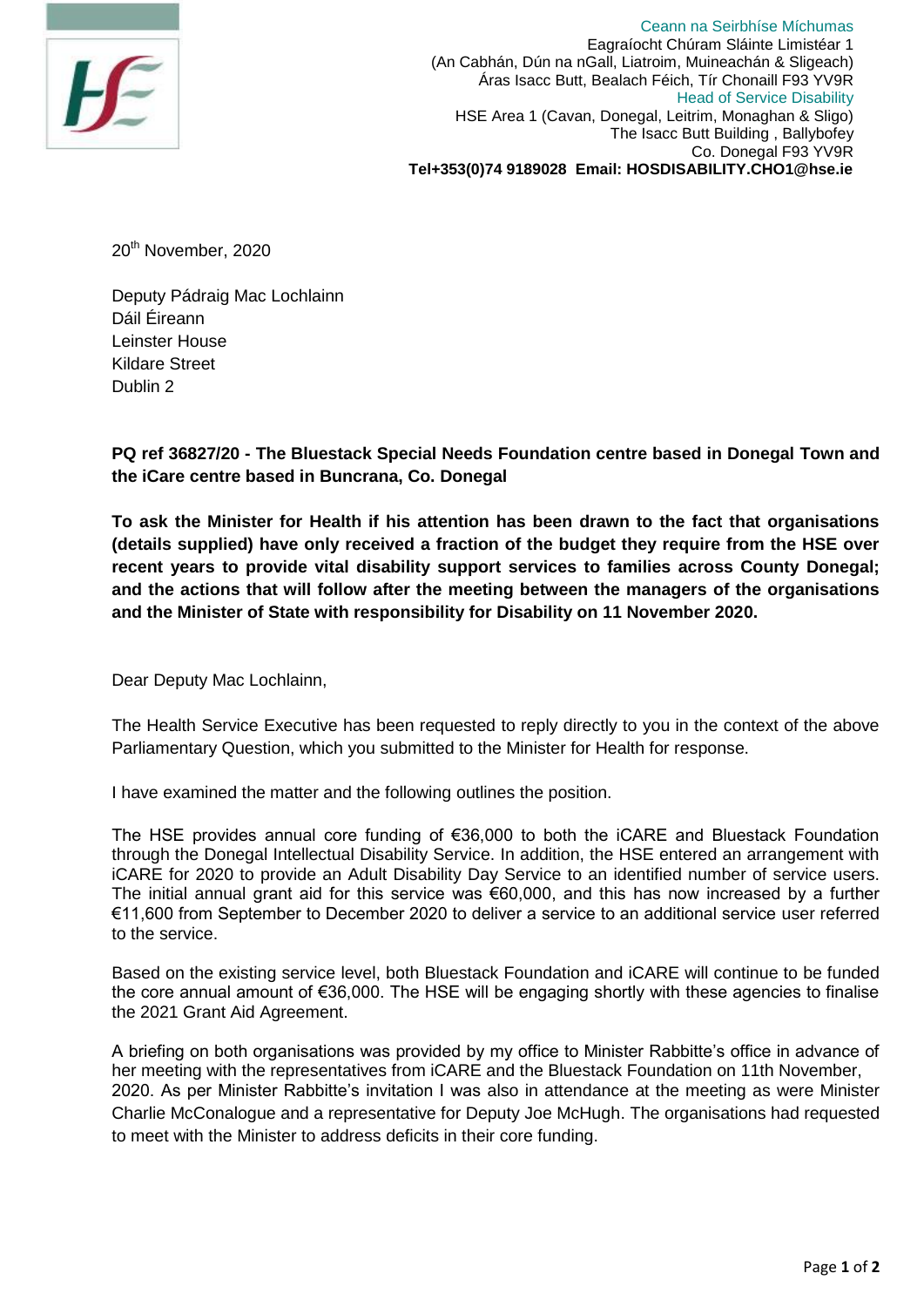Ceann na Seirbhíse Míchumas
Eagraíocht Chúram Sláinte Limistéar 1
(An Cabhán, Dún na nGall, Liatroim, Muineachán & Sligeach)
Áras Isacc Butt, Bealach Féich, Tír Chonaill F93 YV9R
Head of Service Disability
HSE Area 1 (Cavan, Donegal, Leitrim, Monaghan & Sligo)
The Isacc Butt Building , Ballybofey
Co. Donegal F93 YV9R
**Tel+353(0)74 9189028 Email: HOSDISABILITY.CHO1@hse.ie**

20th November, 2020

Deputy Pádraig Mac Lochlainn
Dáil Éireann
Leinster House
Kildare Street
Dublin 2

**PQ ref 36827/20 - The Bluestack Special Needs Foundation centre based in Donegal Town and the iCare centre based in Buncrana, Co. Donegal**

**To ask the Minister for Health if his attention has been drawn to the fact that organisations (details supplied) have only received a fraction of the budget they require from the HSE over recent years to provide vital disability support services to families across County Donegal; and the actions that will follow after the meeting between the managers of the organisations and the Minister of State with responsibility for Disability on 11 November 2020.**

Dear Deputy Mac Lochlainn,

The Health Service Executive has been requested to reply directly to you in the context of the above Parliamentary Question, which you submitted to the Minister for Health for response.

I have examined the matter and the following outlines the position.

The HSE provides annual core funding of €36,000 to both the iCARE and Bluestack Foundation through the Donegal Intellectual Disability Service. In addition, the HSE entered an arrangement with iCARE for 2020 to provide an Adult Disability Day Service to an identified number of service users. The initial annual grant aid for this service was €60,000, and this has now increased by a further €11,600 from September to December 2020 to deliver a service to an additional service user referred to the service.

Based on the existing service level, both Bluestack Foundation and iCARE will continue to be funded the core annual amount of €36,000. The HSE will be engaging shortly with these agencies to finalise the 2021 Grant Aid Agreement.

A briefing on both organisations was provided by my office to Minister Rabbitte's office in advance of her meeting with the representatives from iCARE and the Bluestack Foundation on 11th November, 2020. As per Minister Rabbitte's invitation I was also in attendance at the meeting as were Minister Charlie McConalogue and a representative for Deputy Joe McHugh. The organisations had requested to meet with the Minister to address deficits in their core funding.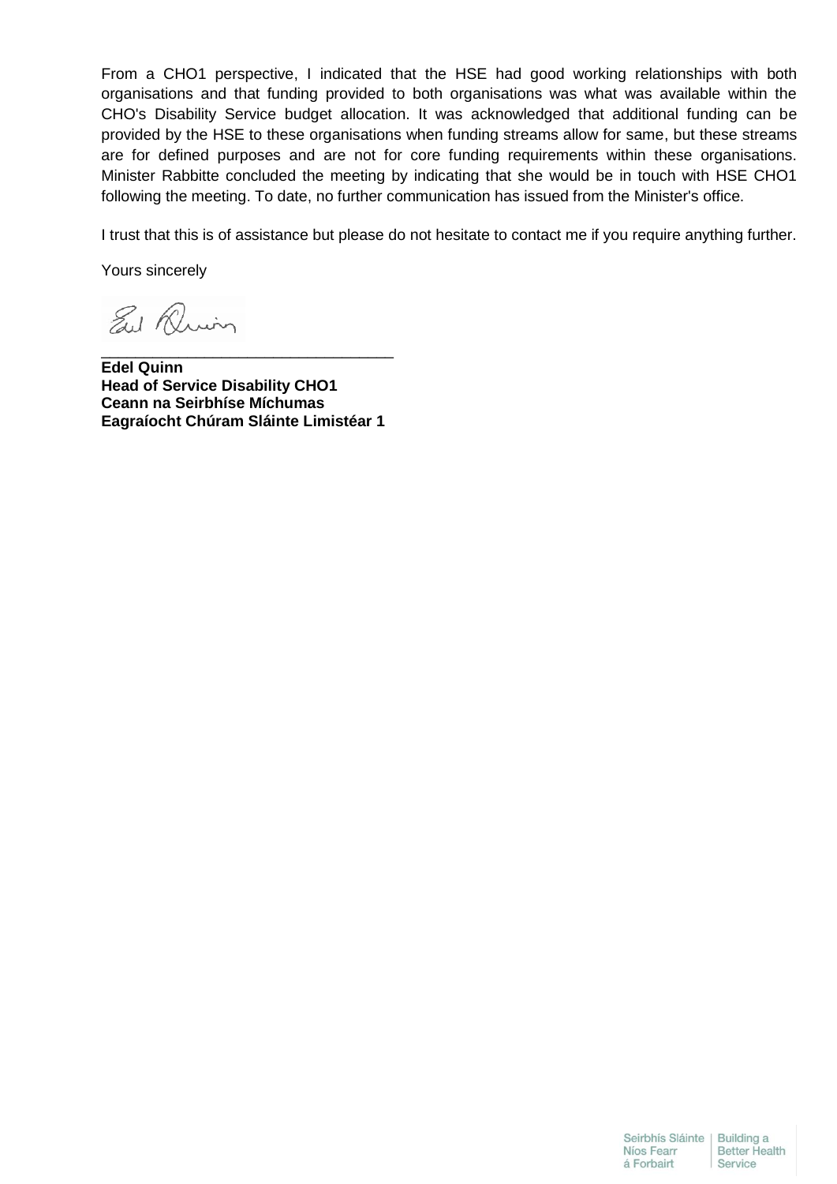From a CHO1 perspective, I indicated that the HSE had good working relationships with both organisations and that funding provided to both organisations was what was available within the CHO's Disability Service budget allocation. It was acknowledged that additional funding can be provided by the HSE to these organisations when funding streams allow for same, but these streams are for defined purposes and are not for core funding requirements within these organisations. Minister Rabbitte concluded the meeting by indicating that she would be in touch with HSE CHO1 following the meeting. To date, no further communication has issued from the Minister's office.

I trust that this is of assistance but please do not hesitate to contact me if you require anything further.

Yours sincerely

\_\_\_\_\_\_\_\_\_\_\_\_\_\_\_\_\_\_\_\_\_\_\_\_\_\_\_\_\_\_\_\_\_\_

**Edel Quinn**
**Head of Service Disability CHO1**
**Ceann na Seirbhíse Míchumas**
**Eagraíocht Chúram Sláinte Limistéar 1**